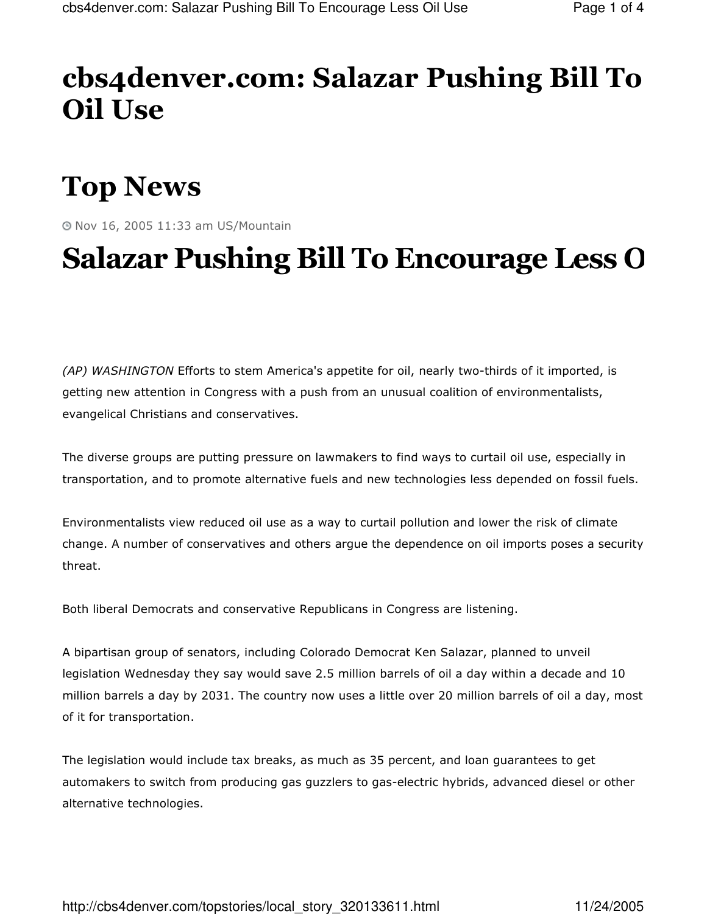# cbs4denver.com: Salazar Pushing Bill To Oil Use

# Top News

Nov 16, 2005 11:33 am US/Mountain

# Salazar Pushing Bill To Encourage Less O

*(AP) WASHINGTON* Efforts to stem America's appetite for oil, nearly two-thirds of it imported, is getting new attention in Congress with a push from an unusual coalition of environmentalists, evangelical Christians and conservatives.

The diverse groups are putting pressure on lawmakers to find ways to curtail oil use, especially in transportation, and to promote alternative fuels and new technologies less depended on fossil fuels.

Environmentalists view reduced oil use as a way to curtail pollution and lower the risk of climate change. A number of conservatives and others argue the dependence on oil imports poses a security threat.

Both liberal Democrats and conservative Republicans in Congress are listening.

A bipartisan group of senators, including Colorado Democrat Ken Salazar, planned to unveil legislation Wednesday they say would save 2.5 million barrels of oil a day within a decade and 10 million barrels a day by 2031. The country now uses a little over 20 million barrels of oil a day, most of it for transportation.

The legislation would include tax breaks, as much as 35 percent, and loan guarantees to get automakers to switch from producing gas guzzlers to gas-electric hybrids, advanced diesel or other alternative technologies.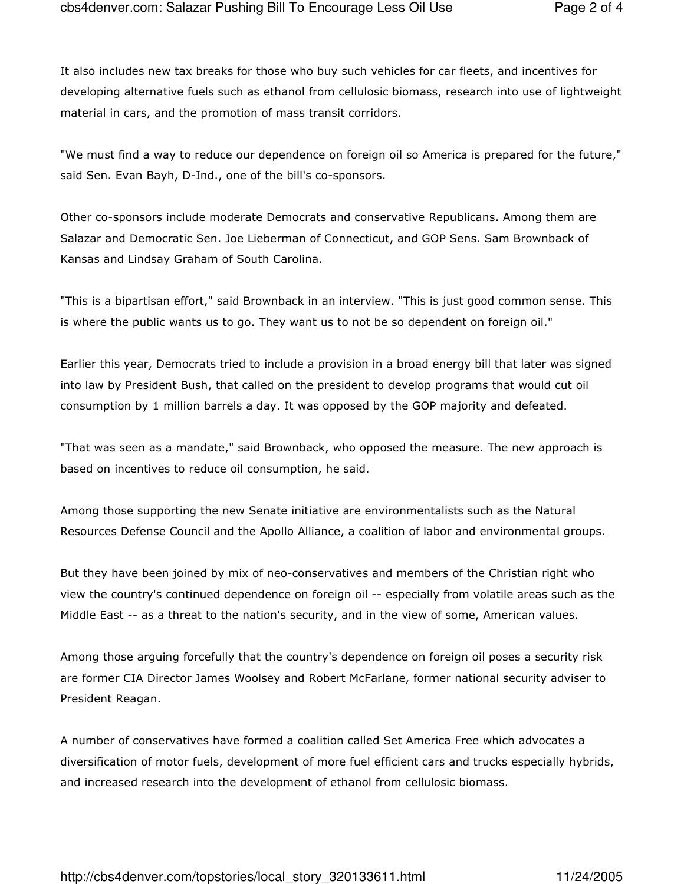It also includes new tax breaks for those who buy such vehicles for car fleets, and incentives for developing alternative fuels such as ethanol from cellulosic biomass, research into use of lightweight material in cars, and the promotion of mass transit corridors.

"We must find a way to reduce our dependence on foreign oil so America is prepared for the future," said Sen. Evan Bayh, D-Ind., one of the bill's co-sponsors.

Other co-sponsors include moderate Democrats and conservative Republicans. Among them are Salazar and Democratic Sen. Joe Lieberman of Connecticut, and GOP Sens. Sam Brownback of Kansas and Lindsay Graham of South Carolina.

"This is a bipartisan effort," said Brownback in an interview. "This is just good common sense. This is where the public wants us to go. They want us to not be so dependent on foreign oil."

Earlier this year, Democrats tried to include a provision in a broad energy bill that later was signed into law by President Bush, that called on the president to develop programs that would cut oil consumption by 1 million barrels a day. It was opposed by the GOP majority and defeated.

"That was seen as a mandate," said Brownback, who opposed the measure. The new approach is based on incentives to reduce oil consumption, he said.

Among those supporting the new Senate initiative are environmentalists such as the Natural Resources Defense Council and the Apollo Alliance, a coalition of labor and environmental groups.

But they have been joined by mix of neo-conservatives and members of the Christian right who view the country's continued dependence on foreign oil -- especially from volatile areas such as the Middle East -- as a threat to the nation's security, and in the view of some, American values.

Among those arguing forcefully that the country's dependence on foreign oil poses a security risk are former CIA Director James Woolsey and Robert McFarlane, former national security adviser to President Reagan.

A number of conservatives have formed a coalition called Set America Free which advocates a diversification of motor fuels, development of more fuel efficient cars and trucks especially hybrids, and increased research into the development of ethanol from cellulosic biomass.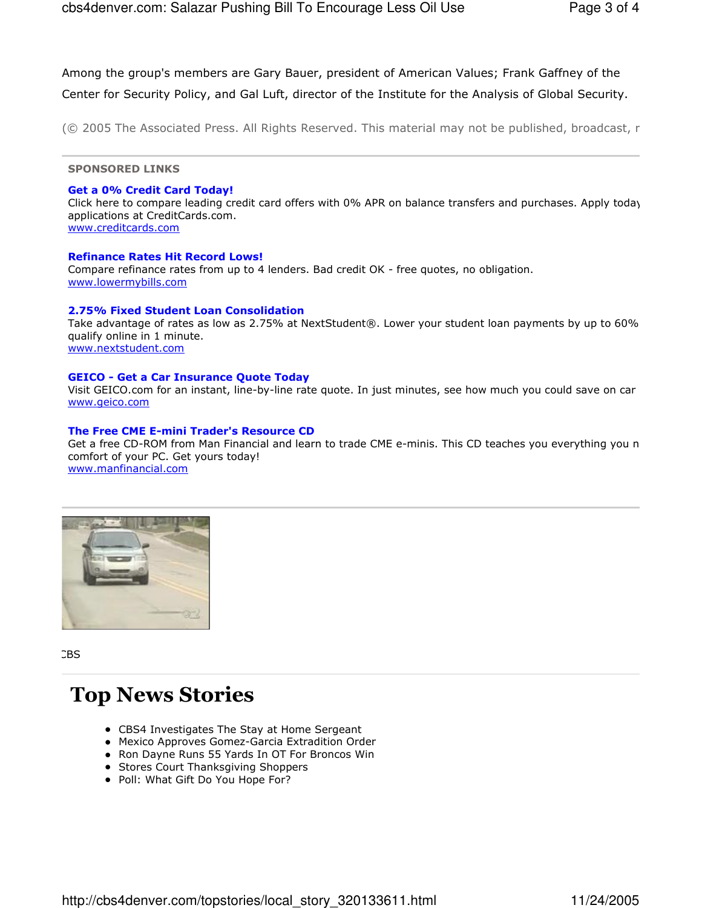Among the group's members are Gary Bauer, president of American Values; Frank Gaffney of the Center for Security Policy, and Gal Luft, director of the Institute for the Analysis of Global Security.

(© 2005 The Associated Press. All Rights Reserved. This material may not be published, broadcast, r

**SPONSORED LINKS**

**Get a 0% Credit Card Today!**
Click here to compare leading credit card offers with 0% APR on balance transfers and purchases. Apply today applications at CreditCards.com.
www.creditcards.com

**Refinance Rates Hit Record Lows!**
Compare refinance rates from up to 4 lenders. Bad credit OK - free quotes, no obligation.
www.lowermybills.com

**2.75% Fixed Student Loan Consolidation**
Take advantage of rates as low as 2.75% at NextStudent®. Lower your student loan payments by up to 60% qualify online in 1 minute.
www.nextstudent.com

**GEICO - Get a Car Insurance Quote Today**
Visit GEICO.com for an instant, line-by-line rate quote. In just minutes, see how much you could save on car
www.geico.com

**The Free CME E-mini Trader's Resource CD**
Get a free CD-ROM from Man Financial and learn to trade CME e-minis. This CD teaches you everything you n comfort of your PC. Get yours today!
www.manfinancial.com

CBS

# Top News Stories

- CBS4 Investigates The Stay at Home Sergeant
- Mexico Approves Gomez-Garcia Extradition Order
- Ron Dayne Runs 55 Yards In OT For Broncos Win
- Stores Court Thanksgiving Shoppers
- Poll: What Gift Do You Hope For?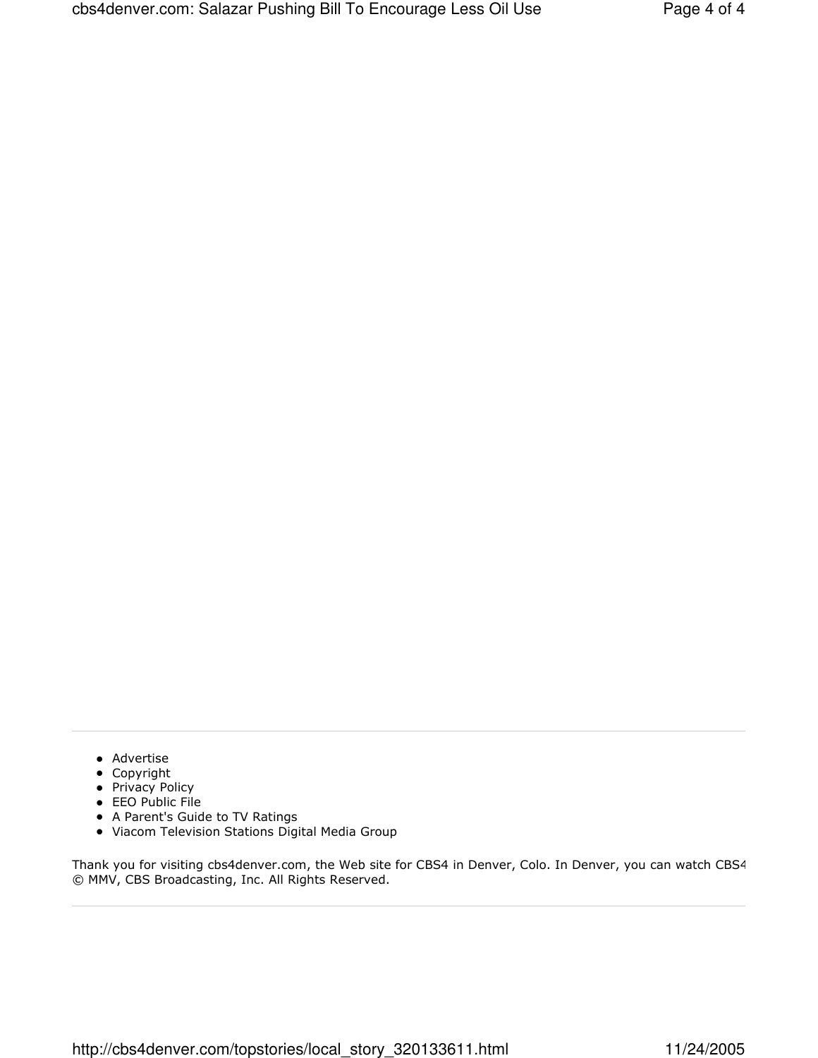- Advertise
- Copyright
- Privacy Policy
- EEO Public File
- A Parent's Guide to TV Ratings
- Viacom Television Stations Digital Media Group

Thank you for visiting cbs4denver.com, the Web site for CBS4 in Denver, Colo. In Denver, you can watch CBS4
© MMV, CBS Broadcasting, Inc. All Rights Reserved.